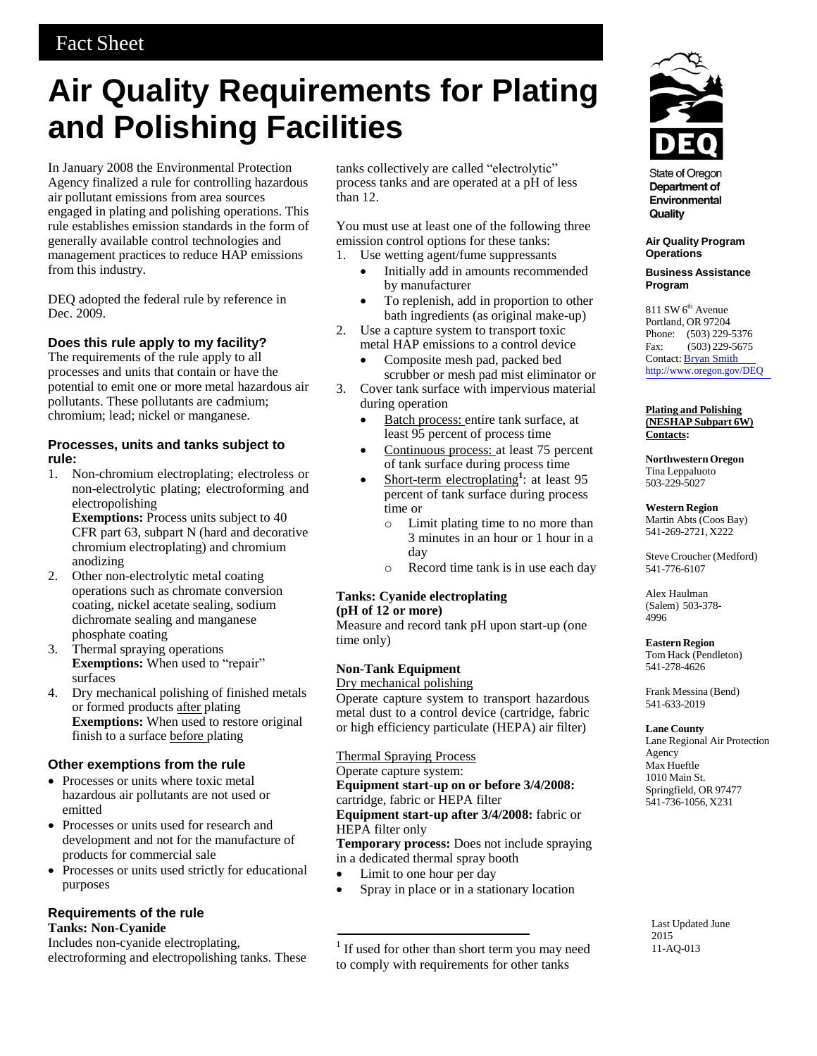# Fact Sheet

# Air Quality Requirements for Plating and Polishing Facilities

In January 2008 the Environmental Protection Agency finalized a rule for controlling hazardous air pollutant emissions from area sources engaged in plating and polishing operations. This rule establishes emission standards in the form of generally available control technologies and management practices to reduce HAP emissions from this industry.

DEQ adopted the federal rule by reference in Dec. 2009.

### Does this rule apply to my facility?

The requirements of the rule apply to all processes and units that contain or have the potential to emit one or more metal hazardous air pollutants. These pollutants are cadmium; chromium; lead; nickel or manganese.

### Processes, units and tanks subject to rule:

1. Non-chromium electroplating; electroless or non-electrolytic plating; electroforming and electropolishing
   **Exemptions:** Process units subject to 40 CFR part 63, subpart N (hard and decorative chromium electroplating) and chromium anodizing
2. Other non-electrolytic metal coating operations such as chromate conversion coating, nickel acetate sealing, sodium dichromate sealing and manganese phosphate coating
3. Thermal spraying operations
   **Exemptions:** When used to "repair" surfaces
4. Dry mechanical polishing of finished metals or formed products after plating
   **Exemptions:** When used to restore original finish to a surface before plating

### Other exemptions from the rule

- Processes or units where toxic metal hazardous air pollutants are not used or emitted
- Processes or units used for research and development and not for the manufacture of products for commercial sale
- Processes or units used strictly for educational purposes

### Requirements of the rule

**Tanks: Non-Cyanide**

Includes non-cyanide electroplating, electroforming and electropolishing tanks. These tanks collectively are called "electrolytic" process tanks and are operated at a pH of less than 12.

You must use at least one of the following three emission control options for these tanks:

1. Use wetting agent/fume suppressants
   - Initially add in amounts recommended by manufacturer
   - To replenish, add in proportion to other bath ingredients (as original make-up)
2. Use a capture system to transport toxic metal HAP emissions to a control device
   - Composite mesh pad, packed bed scrubber or mesh pad mist eliminator or
3. Cover tank surface with impervious material during operation
   - Batch process: entire tank surface, at least 95 percent of process time
   - Continuous process: at least 75 percent of tank surface during process time
   - Short-term electroplating[1]: at least 95 percent of tank surface during process time or
     - Limit plating time to no more than 3 minutes in an hour or 1 hour in a day
     - Record time tank is in use each day

**Tanks: Cyanide electroplating (pH of 12 or more)**

Measure and record tank pH upon start-up (one time only)

**Non-Tank Equipment**

Dry mechanical polishing

Operate capture system to transport hazardous metal dust to a control device (cartridge, fabric or high efficiency particulate (HEPA) air filter)

Thermal Spraying Process

Operate capture system:

**Equipment start-up on or before 3/4/2008:** cartridge, fabric or HEPA filter

**Equipment start-up after 3/4/2008:** fabric or HEPA filter only

**Temporary process:** Does not include spraying in a dedicated thermal spray booth

- Limit to one hour per day
- Spray in place or in a stationary location

[1] If used for other than short term you may need to comply with requirements for other tanks

---

DEQ
State of Oregon Department of Environmental Quality

**Air Quality Program Operations**

**Business Assistance Program**

811 SW 6th Avenue
Portland, OR 97204
Phone: (503) 229-5376
Fax: (503) 229-5675
Contact: Bryan Smith
http://www.oregon.gov/DEQ

**Plating and Polishing (NESHAP Subpart 6W) Contacts:**

**Northwestern Oregon**
Tina Leppaluoto
503-229-5027

**Western Region**
Martin Abts (Coos Bay)
541-269-2721, X222

Steve Croucher (Medford)
541-776-6107

Alex Haulman
(Salem) 503-378-4996

**Eastern Region**
Tom Hack (Pendleton)
541-278-4626

Frank Messina (Bend)
541-633-2019

**Lane County**
Lane Regional Air Protection Agency
Max Hueftle
1010 Main St.
Springfield, OR 97477
541-736-1056, X231

Last Updated June 2015
11-AQ-013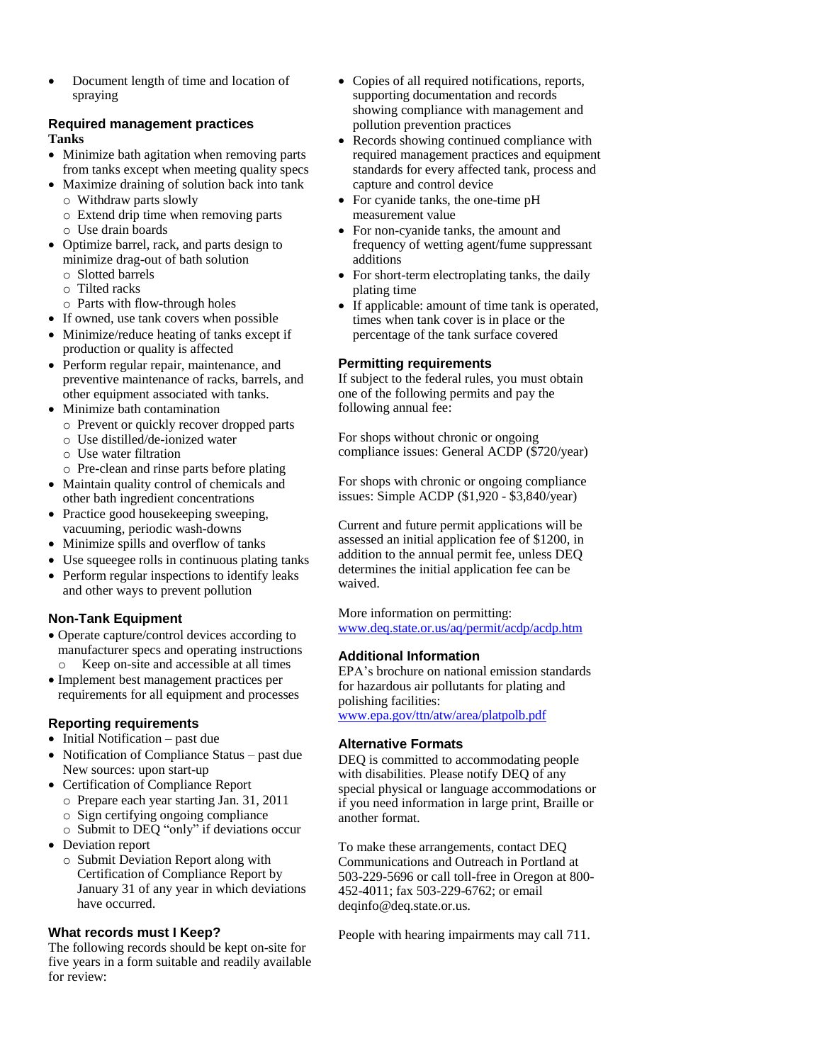- Document length of time and location of spraying

## Required management practices

**Tanks**

- Minimize bath agitation when removing parts from tanks except when meeting quality specs
- Maximize draining of solution back into tank
  - Withdraw parts slowly
  - Extend drip time when removing parts
  - Use drain boards
- Optimize barrel, rack, and parts design to minimize drag-out of bath solution
  - Slotted barrels
  - Tilted racks
  - Parts with flow-through holes
- If owned, use tank covers when possible
- Minimize/reduce heating of tanks except if production or quality is affected
- Perform regular repair, maintenance, and preventive maintenance of racks, barrels, and other equipment associated with tanks.
- Minimize bath contamination
  - Prevent or quickly recover dropped parts
  - Use distilled/de-ionized water
  - Use water filtration
  - Pre-clean and rinse parts before plating
- Maintain quality control of chemicals and other bath ingredient concentrations
- Practice good housekeeping sweeping, vacuuming, periodic wash-downs
- Minimize spills and overflow of tanks
- Use squeegee rolls in continuous plating tanks
- Perform regular inspections to identify leaks and other ways to prevent pollution

## Non-Tank Equipment

- Operate capture/control devices according to manufacturer specs and operating instructions
  - Keep on-site and accessible at all times
- Implement best management practices per requirements for all equipment and processes

## Reporting requirements

- Initial Notification – past due
- Notification of Compliance Status – past due
  New sources: upon start-up
- Certification of Compliance Report
  - Prepare each year starting Jan. 31, 2011
  - Sign certifying ongoing compliance
  - Submit to DEQ "only" if deviations occur
- Deviation report
  - Submit Deviation Report along with Certification of Compliance Report by January 31 of any year in which deviations have occurred.

## What records must I Keep?

The following records should be kept on-site for five years in a form suitable and readily available for review:

- Copies of all required notifications, reports, supporting documentation and records showing compliance with management and pollution prevention practices
- Records showing continued compliance with required management practices and equipment standards for every affected tank, process and capture and control device
- For cyanide tanks, the one-time pH measurement value
- For non-cyanide tanks, the amount and frequency of wetting agent/fume suppressant additions
- For short-term electroplating tanks, the daily plating time
- If applicable: amount of time tank is operated, times when tank cover is in place or the percentage of the tank surface covered

## Permitting requirements

If subject to the federal rules, you must obtain one of the following permits and pay the following annual fee:

For shops without chronic or ongoing compliance issues: General ACDP ($720/year)

For shops with chronic or ongoing compliance issues: Simple ACDP ($1,920 - $3,840/year)

Current and future permit applications will be assessed an initial application fee of $1200, in addition to the annual permit fee, unless DEQ determines the initial application fee can be waived.

More information on permitting:
www.deq.state.or.us/aq/permit/acdp/acdp.htm

## Additional Information

EPA's brochure on national emission standards for hazardous air pollutants for plating and polishing facilities:
www.epa.gov/ttn/atw/area/platpolb.pdf

## Alternative Formats

DEQ is committed to accommodating people with disabilities. Please notify DEQ of any special physical or language accommodations or if you need information in large print, Braille or another format.

To make these arrangements, contact DEQ Communications and Outreach in Portland at 503-229-5696 or call toll-free in Oregon at 800-452-4011; fax 503-229-6762; or email deqinfo@deq.state.or.us.

People with hearing impairments may call 711.